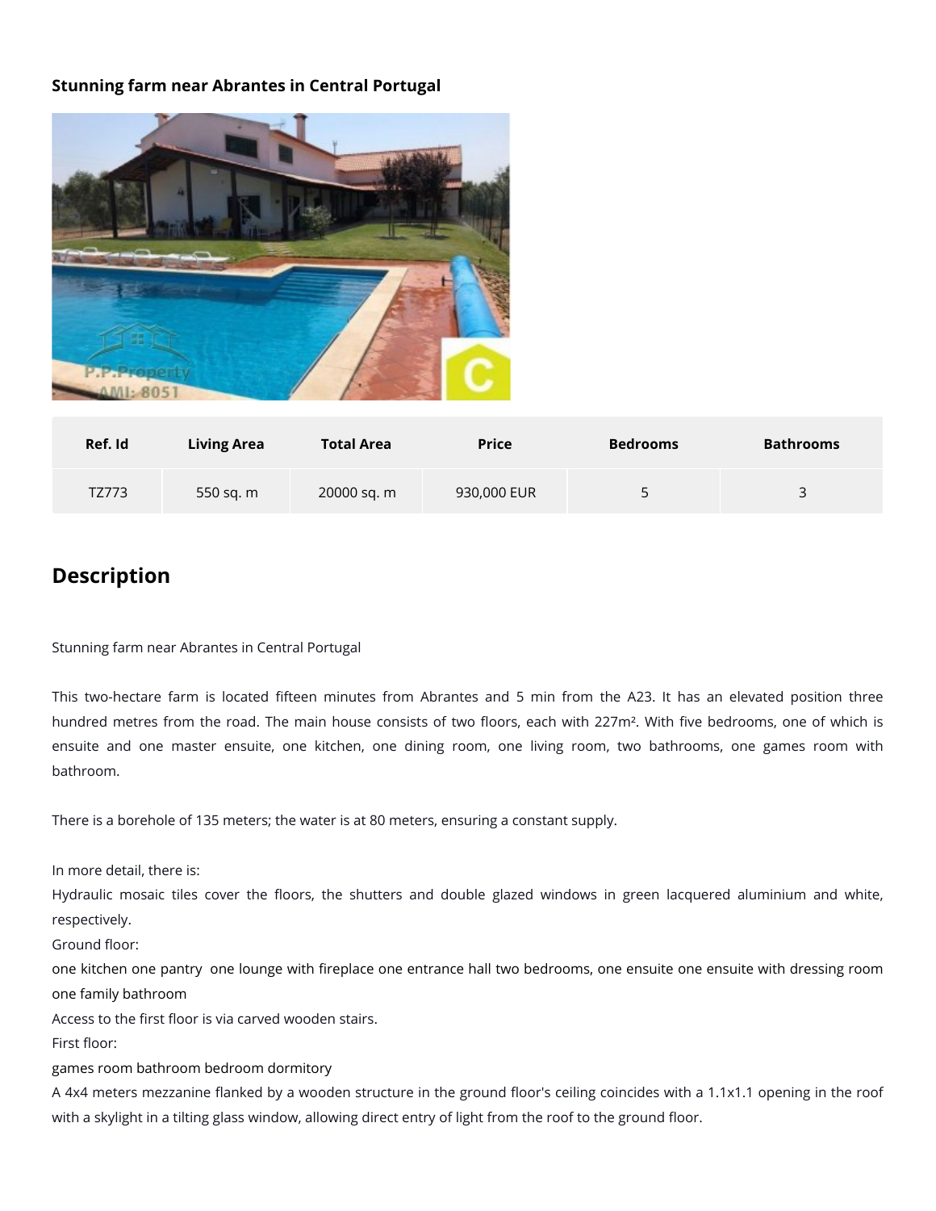### Stunning farm near Abrantes in Central Portugal

| Ref. Id | Living Area | Total Area | Price | Bedrooms | Bathrooms |
|---|---|---|---|---|---|
| TZ773 | 550 sq. m | 20000 sq. m | 930,000 EUR | 5 | 3 |

## Description

Stunning farm near Abrantes in Central Portugal

This two-hectare farm is located fifteen minutes from Abrantes and 5 min from the A23. It has an elevated position three hundred metres from the road. The main house consists of two floors, each with 227m². With five bedrooms, one of which is ensuite and one master ensuite, one kitchen, one dining room, one living room, two bathrooms, one games room with bathroom.

There is a borehole of 135 meters; the water is at 80 meters, ensuring a constant supply.

In more detail, there is:
Hydraulic mosaic tiles cover the floors, the shutters and double glazed windows in green lacquered aluminium and white, respectively.
Ground floor:
one kitchen one pantry one lounge with fireplace one entrance hall two bedrooms, one ensuite one ensuite with dressing room one family bathroom
Access to the first floor is via carved wooden stairs.
First floor:
games room bathroom bedroom dormitory
A 4x4 meters mezzanine flanked by a wooden structure in the ground floor's ceiling coincides with a 1.1x1.1 opening in the roof with a skylight in a tilting glass window, allowing direct entry of light from the roof to the ground floor.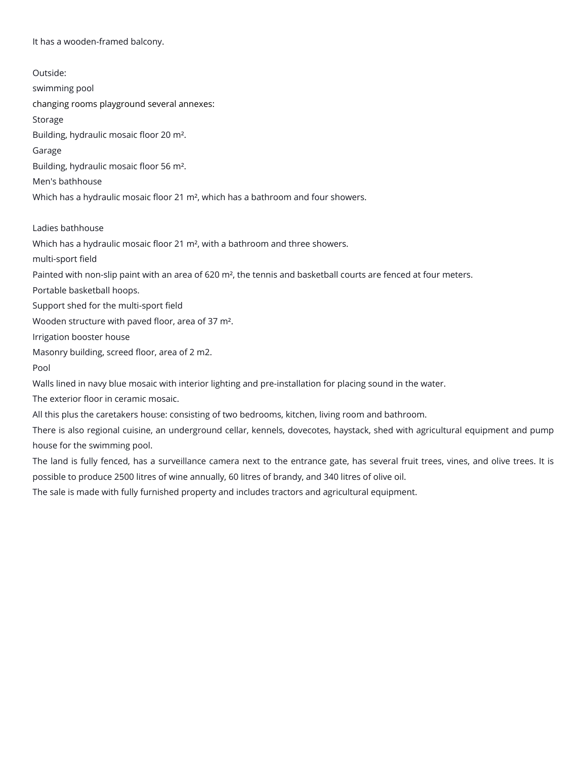It has a wooden-framed balcony.

Outside:

swimming pool

changing rooms playground several annexes:

Storage

Building, hydraulic mosaic floor 20 m².

Garage

Building, hydraulic mosaic floor 56 m².

Men's bathhouse

Which has a hydraulic mosaic floor 21 m², which has a bathroom and four showers.

Ladies bathhouse

Which has a hydraulic mosaic floor 21 m², with a bathroom and three showers.

multi-sport field

Painted with non-slip paint with an area of 620 m², the tennis and basketball courts are fenced at four meters.

Portable basketball hoops.

Support shed for the multi-sport field

Wooden structure with paved floor, area of 37 m².

Irrigation booster house

Masonry building, screed floor, area of 2 m2.

Pool

Walls lined in navy blue mosaic with interior lighting and pre-installation for placing sound in the water.

The exterior floor in ceramic mosaic.

All this plus the caretakers house: consisting of two bedrooms, kitchen, living room and bathroom.

There is also regional cuisine, an underground cellar, kennels, dovecotes, haystack, shed with agricultural equipment and pump house for the swimming pool.

The land is fully fenced, has a surveillance camera next to the entrance gate, has several fruit trees, vines, and olive trees. It is possible to produce 2500 litres of wine annually, 60 litres of brandy, and 340 litres of olive oil.

The sale is made with fully furnished property and includes tractors and agricultural equipment.